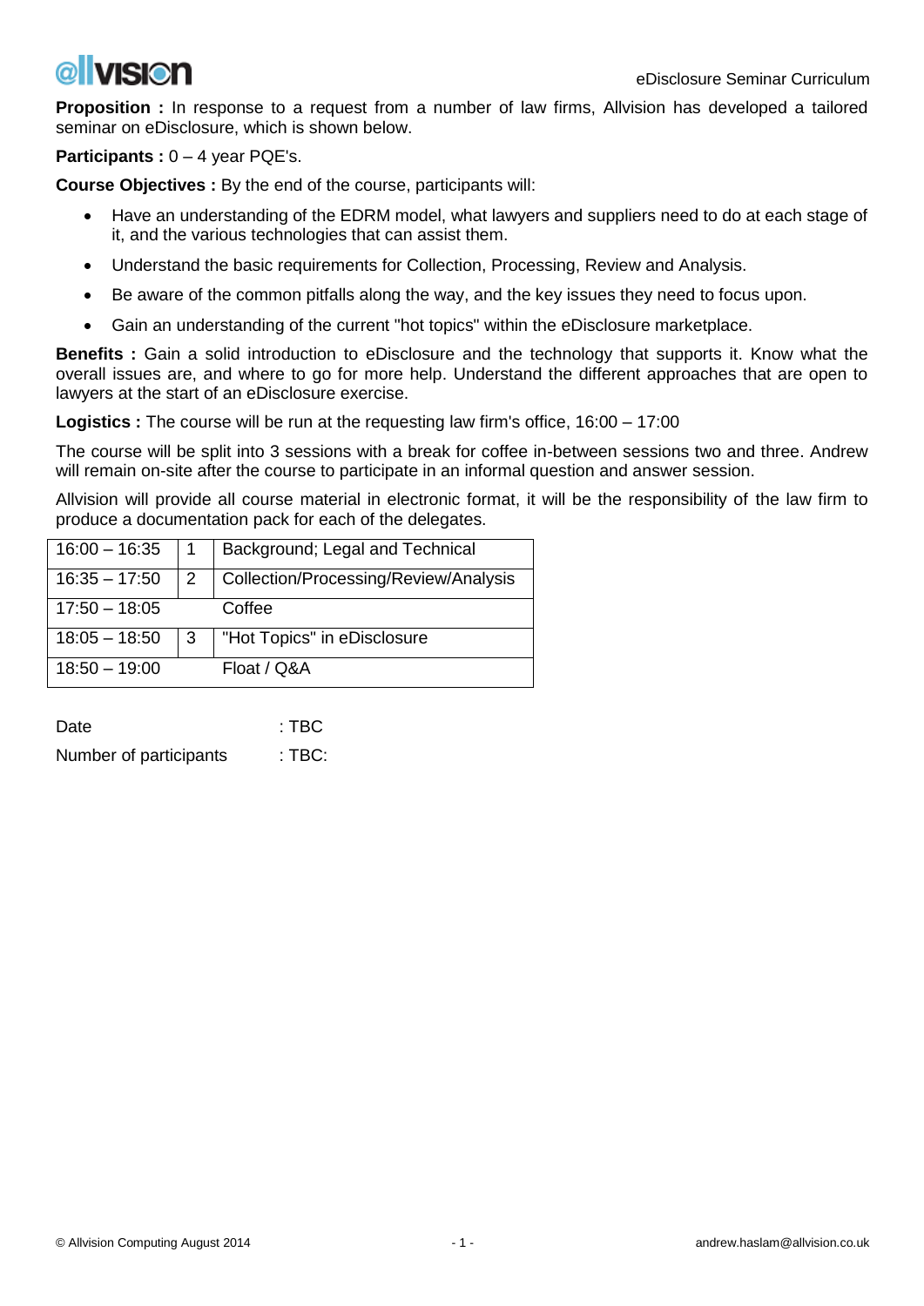**Proposition :** In response to a request from a number of law firms, Allvision has developed a tailored seminar on eDisclosure, which is shown below.

**Participants :** 0 – 4 year PQE's.

**Course Objectives :** By the end of the course, participants will:

- Have an understanding of the EDRM model, what lawyers and suppliers need to do at each stage of it, and the various technologies that can assist them.
- Understand the basic requirements for Collection, Processing, Review and Analysis.
- Be aware of the common pitfalls along the way, and the key issues they need to focus upon.
- Gain an understanding of the current "hot topics" within the eDisclosure marketplace.

**Benefits :** Gain a solid introduction to eDisclosure and the technology that supports it. Know what the overall issues are, and where to go for more help. Understand the different approaches that are open to lawyers at the start of an eDisclosure exercise.

**Logistics :** The course will be run at the requesting law firm's office, 16:00 – 17:00

The course will be split into 3 sessions with a break for coffee in-between sessions two and three. Andrew will remain on-site after the course to participate in an informal question and answer session.

Allvision will provide all course material in electronic format, it will be the responsibility of the law firm to produce a documentation pack for each of the delegates.

| Time | Session | Topic |
|---|---|---|
| 16:00 – 16:35 | 1 | Background; Legal and Technical |
| 16:35 – 17:50 | 2 | Collection/Processing/Review/Analysis |
| 17:50 – 18:05 | | Coffee |
| 18:05 – 18:50 | 3 | "Hot Topics" in eDisclosure |
| 18:50 – 19:00 | | Float / Q&A |

Date : TBC

Number of participants : TBC: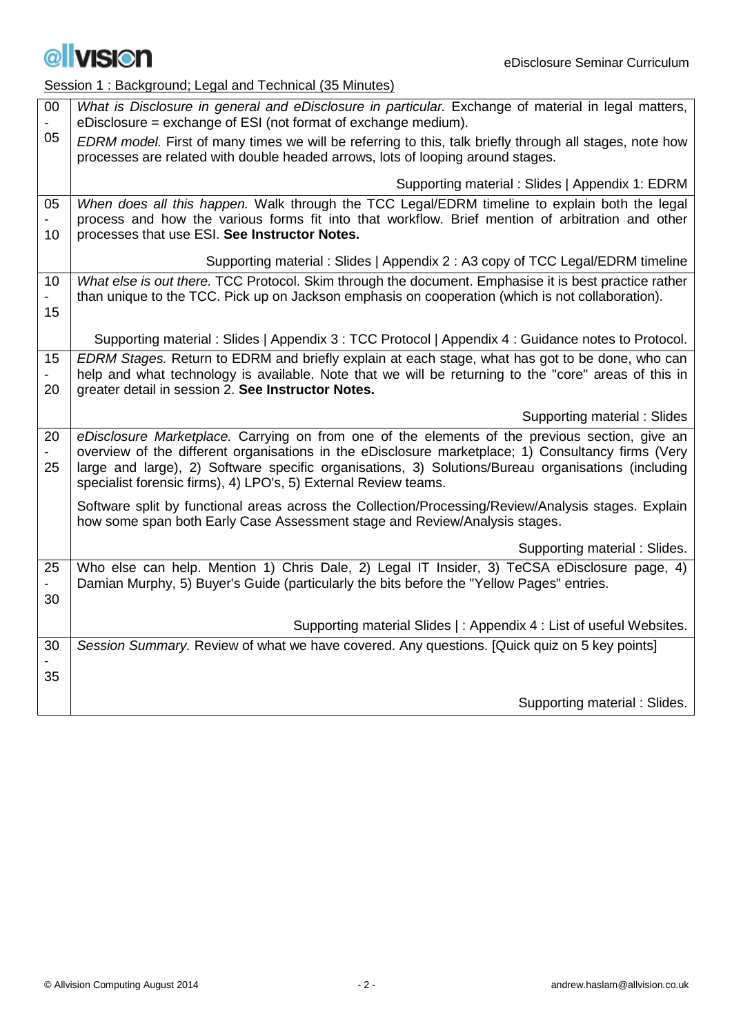Session 1 : Background; Legal and Technical (35 Minutes)

| Time | Content |
|---|---|
| 00 - 05 | *What is Disclosure in general and eDisclosure in particular.* Exchange of material in legal matters, eDisclosure = exchange of ESI (not format of exchange medium).<br><br>*EDRM model.* First of many times we will be referring to this, talk briefly through all stages, note how processes are related with double headed arrows, lots of looping around stages.<br><br>Supporting material : Slides \| Appendix 1: EDRM |
| 05 - 10 | *When does all this happen.* Walk through the TCC Legal/EDRM timeline to explain both the legal process and how the various forms fit into that workflow. Brief mention of arbitration and other processes that use ESI. **See Instructor Notes.**<br><br>Supporting material : Slides \| Appendix 2 : A3 copy of TCC Legal/EDRM timeline |
| 10 - 15 | *What else is out there.* TCC Protocol. Skim through the document. Emphasise it is best practice rather than unique to the TCC. Pick up on Jackson emphasis on cooperation (which is not collaboration).<br><br>Supporting material : Slides \| Appendix 3 : TCC Protocol \| Appendix 4 : Guidance notes to Protocol. |
| 15 - 20 | *EDRM Stages.* Return to EDRM and briefly explain at each stage, what has got to be done, who can help and what technology is available. Note that we will be returning to the "core" areas of this in greater detail in session 2. **See Instructor Notes.**<br><br>Supporting material : Slides |
| 20 - 25 | *eDisclosure Marketplace.* Carrying on from one of the elements of the previous section, give an overview of the different organisations in the eDisclosure marketplace; 1) Consultancy firms (Very large and large), 2) Software specific organisations, 3) Solutions/Bureau organisations (including specialist forensic firms), 4) LPO's, 5) External Review teams.<br><br>Software split by functional areas across the Collection/Processing/Review/Analysis stages. Explain how some span both Early Case Assessment stage and Review/Analysis stages.<br><br>Supporting material : Slides. |
| 25 - 30 | Who else can help. Mention 1) Chris Dale, 2) Legal IT Insider, 3) TeCSA eDisclosure page, 4) Damian Murphy, 5) Buyer's Guide (particularly the bits before the "Yellow Pages" entries.<br><br>Supporting material Slides \| : Appendix 4 : List of useful Websites. |
| 30 - 35 | *Session Summary.* Review of what we have covered. Any questions. [Quick quiz on 5 key points]<br><br>Supporting material : Slides. |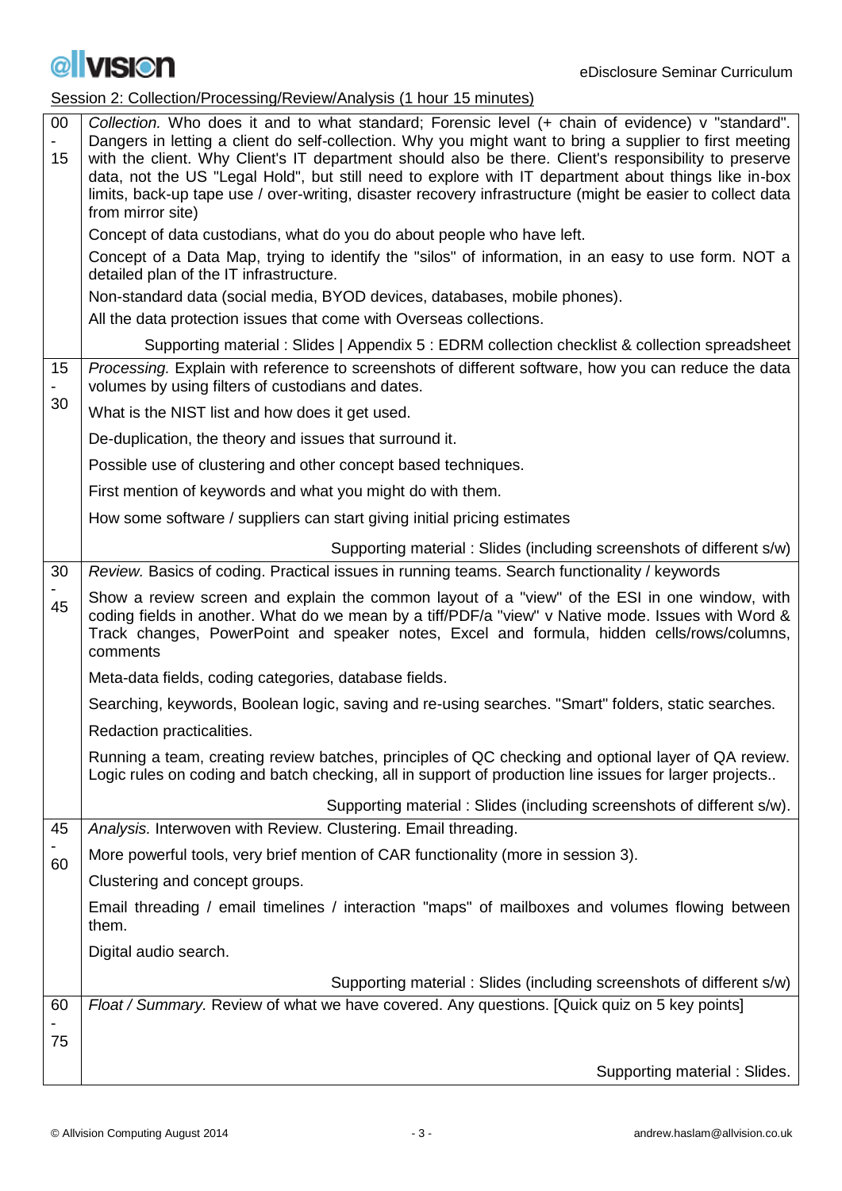Session 2: Collection/Processing/Review/Analysis (1 hour 15 minutes)

| Time | Content |
|---|---|
| 00 - 15 | *Collection.* Who does it and to what standard; Forensic level (+ chain of evidence) v "standard". Dangers in letting a client do self-collection. Why you might want to bring a supplier to first meeting with the client. Why Client's IT department should also be there. Client's responsibility to preserve data, not the US "Legal Hold", but still need to explore with IT department about things like in-box limits, back-up tape use / over-writing, disaster recovery infrastructure (might be easier to collect data from mirror site)<br><br>Concept of data custodians, what do you do about people who have left.<br><br>Concept of a Data Map, trying to identify the "silos" of information, in an easy to use form. NOT a detailed plan of the IT infrastructure.<br><br>Non-standard data (social media, BYOD devices, databases, mobile phones).<br><br>All the data protection issues that come with Overseas collections.<br><br>Supporting material : Slides \| Appendix 5 : EDRM collection checklist & collection spreadsheet |
| 15 - 30 | *Processing.* Explain with reference to screenshots of different software, how you can reduce the data volumes by using filters of custodians and dates.<br><br>What is the NIST list and how does it get used.<br><br>De-duplication, the theory and issues that surround it.<br><br>Possible use of clustering and other concept based techniques.<br><br>First mention of keywords and what you might do with them.<br><br>How some software / suppliers can start giving initial pricing estimates<br><br>Supporting material : Slides (including screenshots of different s/w) |
| 30 - 45 | *Review.* Basics of coding. Practical issues in running teams. Search functionality / keywords<br><br>Show a review screen and explain the common layout of a "view" of the ESI in one window, with coding fields in another. What do we mean by a tiff/PDF/a "view" v Native mode. Issues with Word & Track changes, PowerPoint and speaker notes, Excel and formula, hidden cells/rows/columns, comments<br><br>Meta-data fields, coding categories, database fields.<br><br>Searching, keywords, Boolean logic, saving and re-using searches. "Smart" folders, static searches.<br><br>Redaction practicalities.<br><br>Running a team, creating review batches, principles of QC checking and optional layer of QA review. Logic rules on coding and batch checking, all in support of production line issues for larger projects..<br><br>Supporting material : Slides (including screenshots of different s/w). |
| 45 - 60 | *Analysis.* Interwoven with Review. Clustering. Email threading.<br><br>More powerful tools, very brief mention of CAR functionality (more in session 3).<br><br>Clustering and concept groups.<br><br>Email threading / email timelines / interaction "maps" of mailboxes and volumes flowing between them.<br><br>Digital audio search.<br><br>Supporting material : Slides (including screenshots of different s/w) |
| 60 - 75 | *Float / Summary.* Review of what we have covered. Any questions. [Quick quiz on 5 key points]<br><br>Supporting material : Slides. |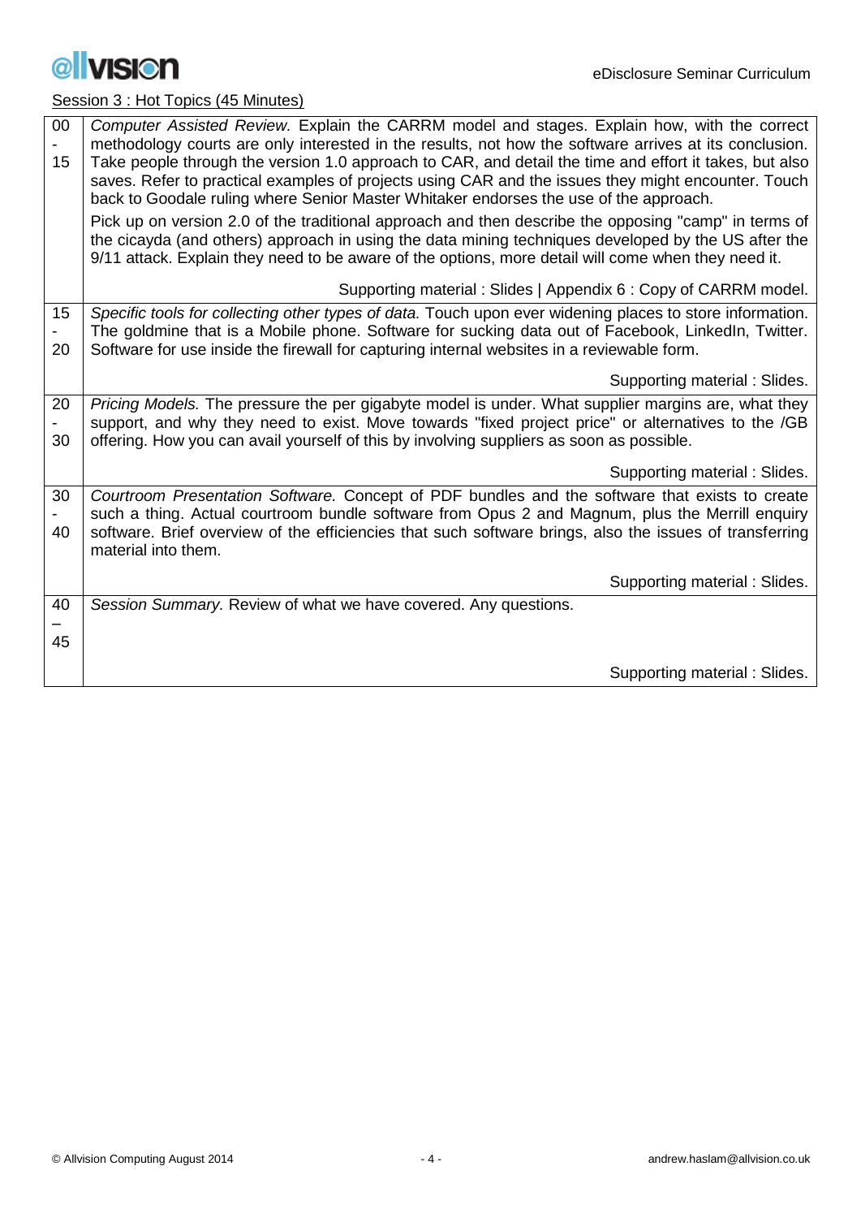Session 3 : Hot Topics (45 Minutes)

| | |
|---|---|
| 00 - 15 | *Computer Assisted Review.* Explain the CARRM model and stages. Explain how, with the correct methodology courts are only interested in the results, not how the software arrives at its conclusion. Take people through the version 1.0 approach to CAR, and detail the time and effort it takes, but also saves. Refer to practical examples of projects using CAR and the issues they might encounter. Touch back to Goodale ruling where Senior Master Whitaker endorses the use of the approach.<br><br>Pick up on version 2.0 of the traditional approach and then describe the opposing "camp" in terms of the cicayda (and others) approach in using the data mining techniques developed by the US after the 9/11 attack. Explain they need to be aware of the options, more detail will come when they need it.<br><br>Supporting material : Slides \| Appendix 6 : Copy of CARRM model. |
| 15 - 20 | *Specific tools for collecting other types of data.* Touch upon ever widening places to store information. The goldmine that is a Mobile phone. Software for sucking data out of Facebook, LinkedIn, Twitter. Software for use inside the firewall for capturing internal websites in a reviewable form.<br><br>Supporting material : Slides. |
| 20 - 30 | *Pricing Models.* The pressure the per gigabyte model is under. What supplier margins are, what they support, and why they need to exist. Move towards "fixed project price" or alternatives to the /GB offering. How you can avail yourself of this by involving suppliers as soon as possible.<br><br>Supporting material : Slides. |
| 30 - 40 | *Courtroom Presentation Software.* Concept of PDF bundles and the software that exists to create such a thing. Actual courtroom bundle software from Opus 2 and Magnum, plus the Merrill enquiry software. Brief overview of the efficiencies that such software brings, also the issues of transferring material into them.<br><br>Supporting material : Slides. |
| 40 – 45 | *Session Summary.* Review of what we have covered. Any questions.<br><br>Supporting material : Slides. |